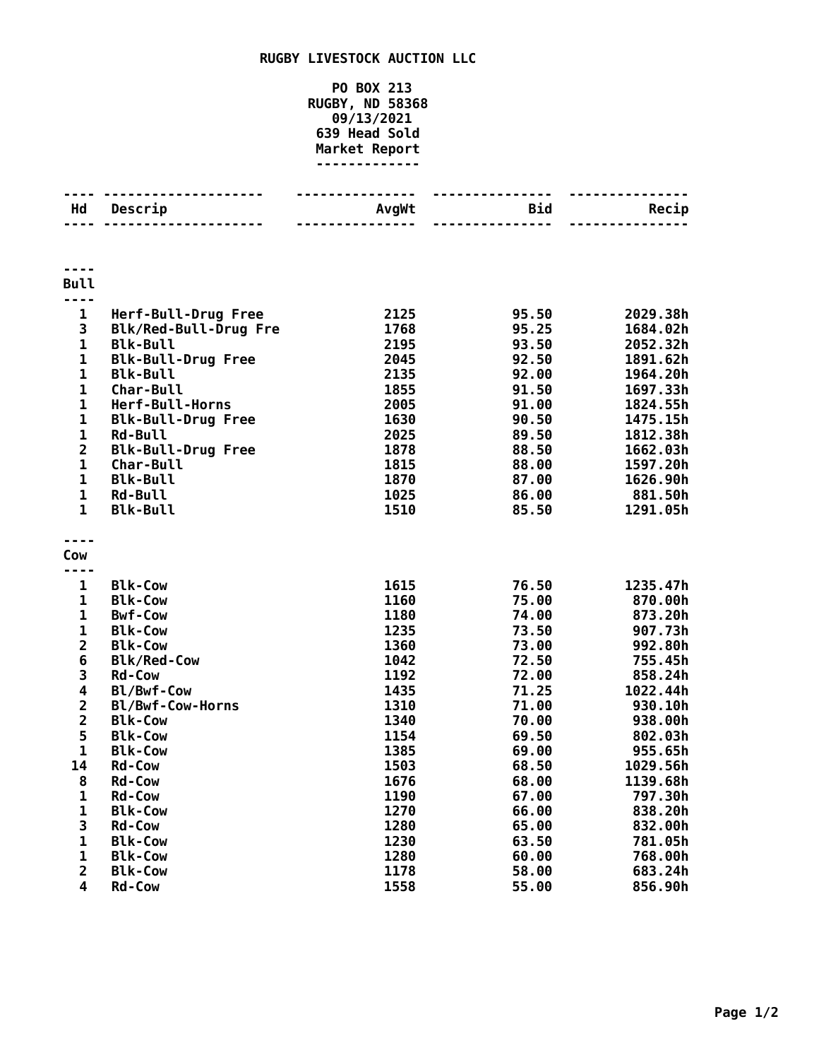# RUGBY LIVESTOCK AUCTION LLC

PO BOX 213
RUGBY, ND 58368
09/13/2021
639 Head Sold
Market Report

| Hd | Descrip | AvgWt | Bid | Recip |
|---|---|---|---|---|
| **Bull** | | | | |
| 1 | Herf-Bull-Drug Free | 2125 | 95.50 | 2029.38h |
| 3 | Blk/Red-Bull-Drug Fre | 1768 | 95.25 | 1684.02h |
| 1 | Blk-Bull | 2195 | 93.50 | 2052.32h |
| 1 | Blk-Bull-Drug Free | 2045 | 92.50 | 1891.62h |
| 1 | Blk-Bull | 2135 | 92.00 | 1964.20h |
| 1 | Char-Bull | 1855 | 91.50 | 1697.33h |
| 1 | Herf-Bull-Horns | 2005 | 91.00 | 1824.55h |
| 1 | Blk-Bull-Drug Free | 1630 | 90.50 | 1475.15h |
| 1 | Rd-Bull | 2025 | 89.50 | 1812.38h |
| 2 | Blk-Bull-Drug Free | 1878 | 88.50 | 1662.03h |
| 1 | Char-Bull | 1815 | 88.00 | 1597.20h |
| 1 | Blk-Bull | 1870 | 87.00 | 1626.90h |
| 1 | Rd-Bull | 1025 | 86.00 | 881.50h |
| 1 | Blk-Bull | 1510 | 85.50 | 1291.05h |
| **Cow** | | | | |
| 1 | Blk-Cow | 1615 | 76.50 | 1235.47h |
| 1 | Blk-Cow | 1160 | 75.00 | 870.00h |
| 1 | Bwf-Cow | 1180 | 74.00 | 873.20h |
| 1 | Blk-Cow | 1235 | 73.50 | 907.73h |
| 2 | Blk-Cow | 1360 | 73.00 | 992.80h |
| 6 | Blk/Red-Cow | 1042 | 72.50 | 755.45h |
| 3 | Rd-Cow | 1192 | 72.00 | 858.24h |
| 4 | Bl/Bwf-Cow | 1435 | 71.25 | 1022.44h |
| 2 | Bl/Bwf-Cow-Horns | 1310 | 71.00 | 930.10h |
| 2 | Blk-Cow | 1340 | 70.00 | 938.00h |
| 5 | Blk-Cow | 1154 | 69.50 | 802.03h |
| 1 | Blk-Cow | 1385 | 69.00 | 955.65h |
| 14 | Rd-Cow | 1503 | 68.50 | 1029.56h |
| 8 | Rd-Cow | 1676 | 68.00 | 1139.68h |
| 1 | Rd-Cow | 1190 | 67.00 | 797.30h |
| 1 | Blk-Cow | 1270 | 66.00 | 838.20h |
| 3 | Rd-Cow | 1280 | 65.00 | 832.00h |
| 1 | Blk-Cow | 1230 | 63.50 | 781.05h |
| 1 | Blk-Cow | 1280 | 60.00 | 768.00h |
| 2 | Blk-Cow | 1178 | 58.00 | 683.24h |
| 4 | Rd-Cow | 1558 | 55.00 | 856.90h |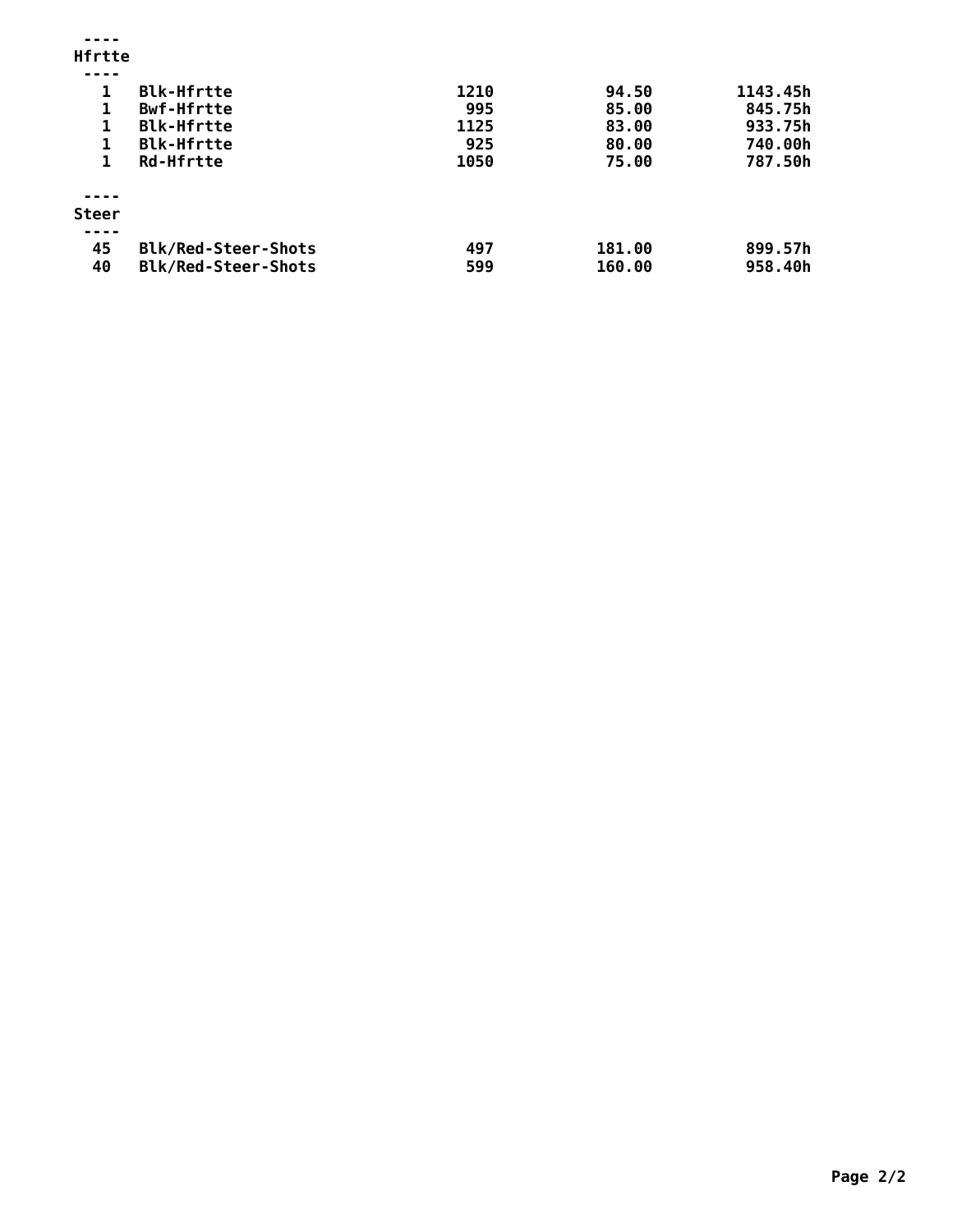----
Hfrtte
----

| | | | | |
|---|---|---|---|---|
| 1 | Blk-Hfrtte | 1210 | 94.50 | 1143.45h |
| 1 | Bwf-Hfrtte | 995 | 85.00 | 845.75h |
| 1 | Blk-Hfrtte | 1125 | 83.00 | 933.75h |
| 1 | Blk-Hfrtte | 925 | 80.00 | 740.00h |
| 1 | Rd-Hfrtte | 1050 | 75.00 | 787.50h |

----
Steer
----

| | | | | |
|---|---|---|---|---|
| 45 | Blk/Red-Steer-Shots | 497 | 181.00 | 899.57h |
| 40 | Blk/Red-Steer-Shots | 599 | 160.00 | 958.40h |